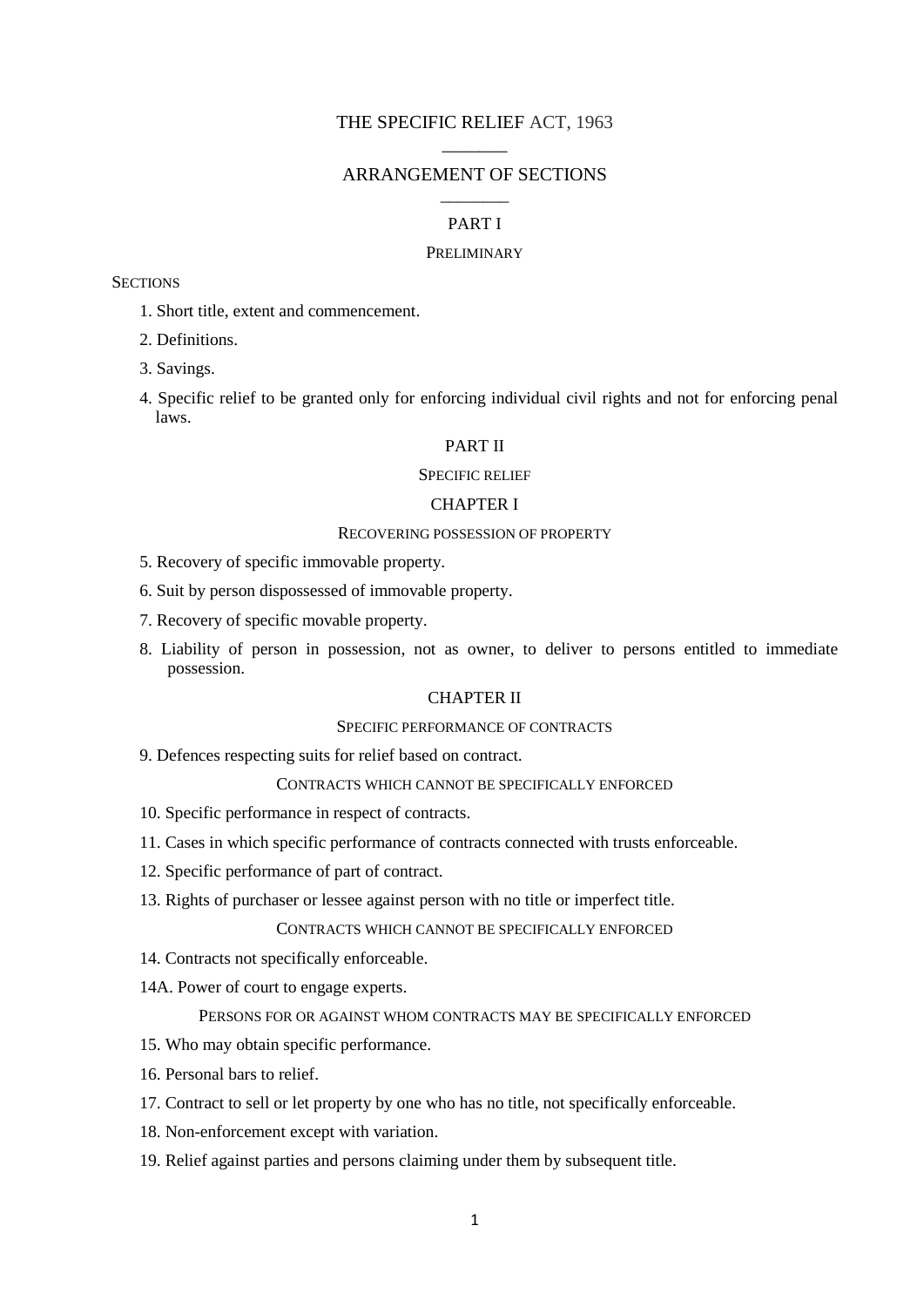# THE SPECIFIC RELIEF ACT, 1963

## ARRANGEMENT OF SECTIONS

### PART I

#### PRELIMINARY

SECTIONS

1. Short title, extent and commencement.

2. Definitions.

3. Savings.

4. Specific relief to be granted only for enforcing individual civil rights and not for enforcing penal laws.

### PART II

#### SPECIFIC RELIEF

### CHAPTER I

#### RECOVERING POSSESSION OF PROPERTY

5. Recovery of specific immovable property.

6. Suit by person dispossessed of immovable property.

7. Recovery of specific movable property.

8. Liability of person in possession, not as owner, to deliver to persons entitled to immediate possession.

### CHAPTER II

#### SPECIFIC PERFORMANCE OF CONTRACTS

9. Defences respecting suits for relief based on contract.

CONTRACTS WHICH CANNOT BE SPECIFICALLY ENFORCED

10. Specific performance in respect of contracts.

11. Cases in which specific performance of contracts connected with trusts enforceable.

12. Specific performance of part of contract.

13. Rights of purchaser or lessee against person with no title or imperfect title.

CONTRACTS WHICH CANNOT BE SPECIFICALLY ENFORCED

14. Contracts not specifically enforceable.

14A. Power of court to engage experts.

PERSONS FOR OR AGAINST WHOM CONTRACTS MAY BE SPECIFICALLY ENFORCED

15. Who may obtain specific performance.

16. Personal bars to relief.

17. Contract to sell or let property by one who has no title, not specifically enforceable.

18. Non-enforcement except with variation.

19. Relief against parties and persons claiming under them by subsequent title.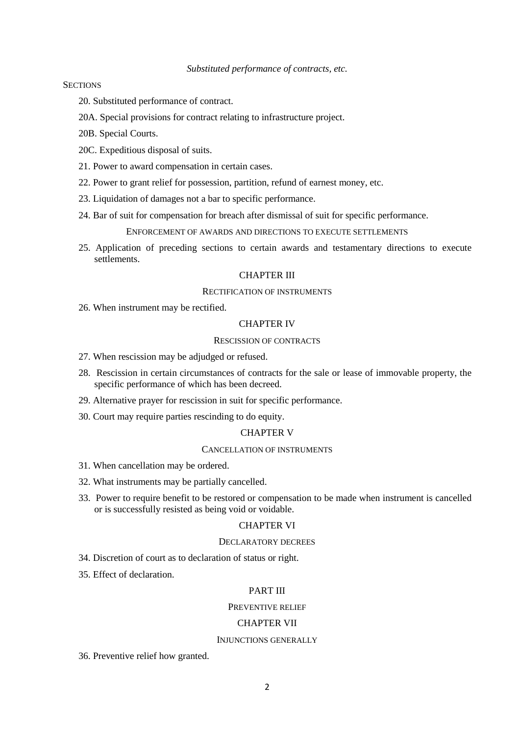*Substituted performance of contracts, etc.*

SECTIONS

20. Substituted performance of contract.

20A. Special provisions for contract relating to infrastructure project.

20B. Special Courts.

20C. Expeditious disposal of suits.

21. Power to award compensation in certain cases.

22. Power to grant relief for possession, partition, refund of earnest money, etc.

23. Liquidation of damages not a bar to specific performance.

24. Bar of suit for compensation for breach after dismissal of suit for specific performance.

ENFORCEMENT OF AWARDS AND DIRECTIONS TO EXECUTE SETTLEMENTS

25. Application of preceding sections to certain awards and testamentary directions to execute settlements.

## CHAPTER III

### RECTIFICATION OF INSTRUMENTS

26. When instrument may be rectified.

## CHAPTER IV

### RESCISSION OF CONTRACTS

27. When rescission may be adjudged or refused.

28. Rescission in certain circumstances of contracts for the sale or lease of immovable property, the specific performance of which has been decreed.

29. Alternative prayer for rescission in suit for specific performance.

30. Court may require parties rescinding to do equity.

## CHAPTER V

### CANCELLATION OF INSTRUMENTS

31. When cancellation may be ordered.

32. What instruments may be partially cancelled.

33. Power to require benefit to be restored or compensation to be made when instrument is cancelled or is successfully resisted as being void or voidable.

## CHAPTER VI

### DECLARATORY DECREES

34. Discretion of court as to declaration of status or right.

35. Effect of declaration.

# PART III

### PREVENTIVE RELIEF

## CHAPTER VII

### INJUNCTIONS GENERALLY

36. Preventive relief how granted.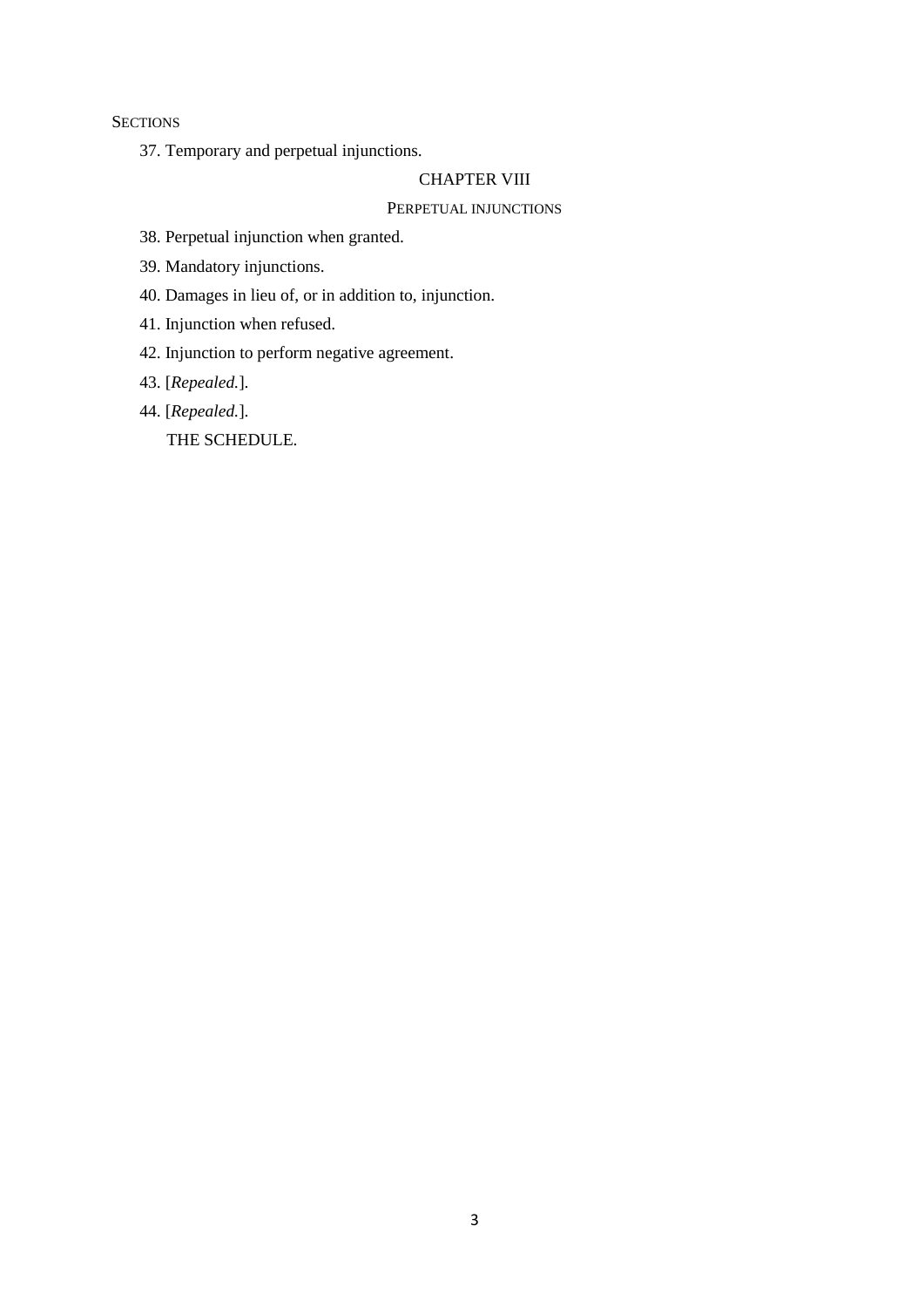SECTIONS

37. Temporary and perpetual injunctions.

## CHAPTER VIII

### PERPETUAL INJUNCTIONS

38. Perpetual injunction when granted.

39. Mandatory injunctions.

40. Damages in lieu of, or in addition to, injunction.

41. Injunction when refused.

42. Injunction to perform negative agreement.

43. [*Repealed.*].

44. [*Repealed.*].

THE SCHEDULE.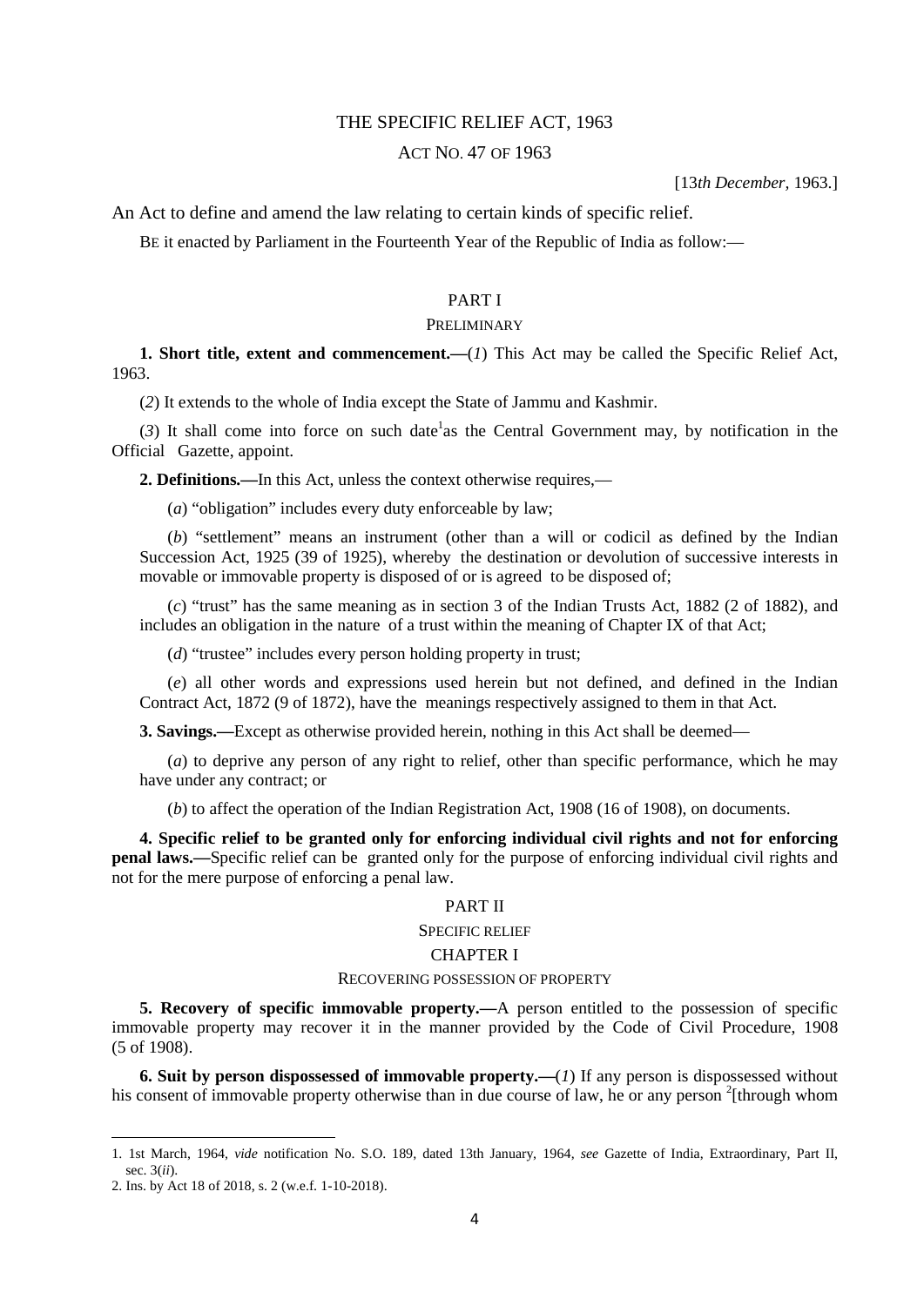# THE SPECIFIC RELIEF ACT, 1963

ACT NO. 47 OF 1963

[13*th December,* 1963.]

An Act to define and amend the law relating to certain kinds of specific relief.

BE it enacted by Parliament in the Fourteenth Year of the Republic of India as follow:—

## PART I

### PRELIMINARY

**1. Short title, extent and commencement.—**(*1*) This Act may be called the Specific Relief Act, 1963.

(*2*) It extends to the whole of India except the State of Jammu and Kashmir.

(*3*) It shall come into force on such date[1] as the Central Government may, by notification in the Official Gazette, appoint.

**2. Definitions.—**In this Act, unless the context otherwise requires,—

(*a*) "obligation" includes every duty enforceable by law;

(*b*) "settlement" means an instrument (other than a will or codicil as defined by the Indian Succession Act, 1925 (39 of 1925), whereby the destination or devolution of successive interests in movable or immovable property is disposed of or is agreed to be disposed of;

(*c*) "trust" has the same meaning as in section 3 of the Indian Trusts Act, 1882 (2 of 1882), and includes an obligation in the nature of a trust within the meaning of Chapter IX of that Act;

(*d*) "trustee" includes every person holding property in trust;

(*e*) all other words and expressions used herein but not defined, and defined in the Indian Contract Act, 1872 (9 of 1872), have the meanings respectively assigned to them in that Act.

**3. Savings.—**Except as otherwise provided herein, nothing in this Act shall be deemed—

(*a*) to deprive any person of any right to relief, other than specific performance, which he may have under any contract; or

(*b*) to affect the operation of the Indian Registration Act, 1908 (16 of 1908), on documents.

**4. Specific relief to be granted only for enforcing individual civil rights and not for enforcing penal laws.—**Specific relief can be granted only for the purpose of enforcing individual civil rights and not for the mere purpose of enforcing a penal law.

## PART II

### SPECIFIC RELIEF

### CHAPTER I

#### RECOVERING POSSESSION OF PROPERTY

**5. Recovery of specific immovable property.—**A person entitled to the possession of specific immovable property may recover it in the manner provided by the Code of Civil Procedure, 1908 (5 of 1908).

**6. Suit by person dispossessed of immovable property.—**(*1*) If any person is dispossessed without his consent of immovable property otherwise than in due course of law, he or any person [2][through whom

---

1. 1st March, 1964, *vide* notification No. S.O. 189, dated 13th January, 1964, *see* Gazette of India, Extraordinary, Part II, sec. 3(*ii*).

2. Ins. by Act 18 of 2018, s. 2 (w.e.f. 1-10-2018).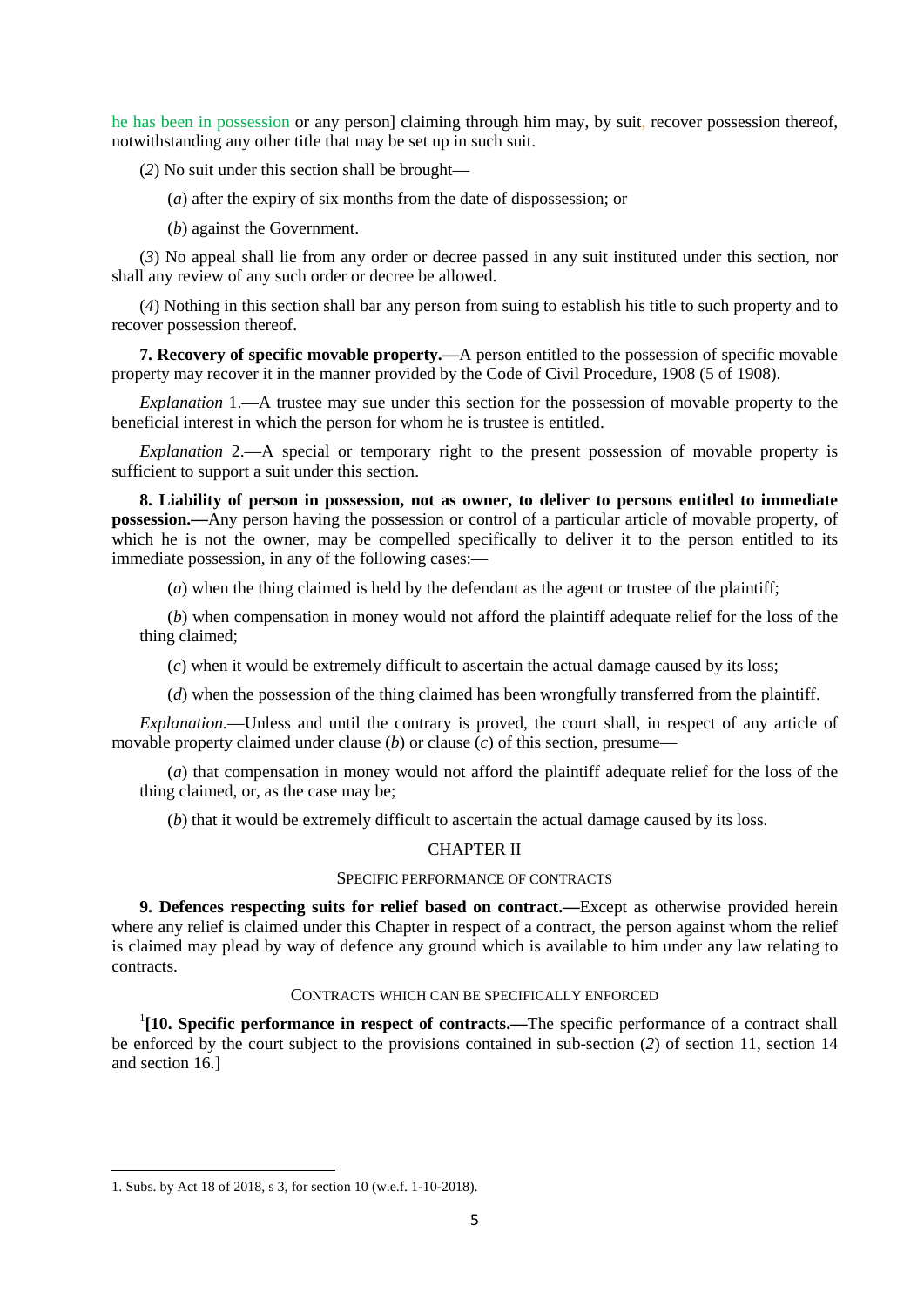he has been in possession or any person] claiming through him may, by suit, recover possession thereof, notwithstanding any other title that may be set up in such suit.

(*2*) No suit under this section shall be brought—

(*a*) after the expiry of six months from the date of dispossession; or

(*b*) against the Government.

(*3*) No appeal shall lie from any order or decree passed in any suit instituted under this section, nor shall any review of any such order or decree be allowed.

(*4*) Nothing in this section shall bar any person from suing to establish his title to such property and to recover possession thereof.

**7. Recovery of specific movable property.—**A person entitled to the possession of specific movable property may recover it in the manner provided by the Code of Civil Procedure, 1908 (5 of 1908).

*Explanation* 1.—A trustee may sue under this section for the possession of movable property to the beneficial interest in which the person for whom he is trustee is entitled.

*Explanation* 2.—A special or temporary right to the present possession of movable property is sufficient to support a suit under this section.

**8. Liability of person in possession, not as owner, to deliver to persons entitled to immediate possession.—**Any person having the possession or control of a particular article of movable property, of which he is not the owner, may be compelled specifically to deliver it to the person entitled to its immediate possession, in any of the following cases:—

(*a*) when the thing claimed is held by the defendant as the agent or trustee of the plaintiff;

(*b*) when compensation in money would not afford the plaintiff adequate relief for the loss of the thing claimed;

(*c*) when it would be extremely difficult to ascertain the actual damage caused by its loss;

(*d*) when the possession of the thing claimed has been wrongfully transferred from the plaintiff.

*Explanation.*—Unless and until the contrary is proved, the court shall, in respect of any article of movable property claimed under clause (*b*) or clause (*c*) of this section, presume—

(*a*) that compensation in money would not afford the plaintiff adequate relief for the loss of the thing claimed, or, as the case may be;

(*b*) that it would be extremely difficult to ascertain the actual damage caused by its loss.

## CHAPTER II

### SPECIFIC PERFORMANCE OF CONTRACTS

**9. Defences respecting suits for relief based on contract.—**Except as otherwise provided herein where any relief is claimed under this Chapter in respect of a contract, the person against whom the relief is claimed may plead by way of defence any ground which is available to him under any law relating to contracts.

### CONTRACTS WHICH CAN BE SPECIFICALLY ENFORCED

[1]**[10. Specific performance in respect of contracts.—**The specific performance of a contract shall be enforced by the court subject to the provisions contained in sub-section (*2*) of section 11, section 14 and section 16.]

---

1. Subs. by Act 18 of 2018, s 3, for section 10 (w.e.f. 1-10-2018).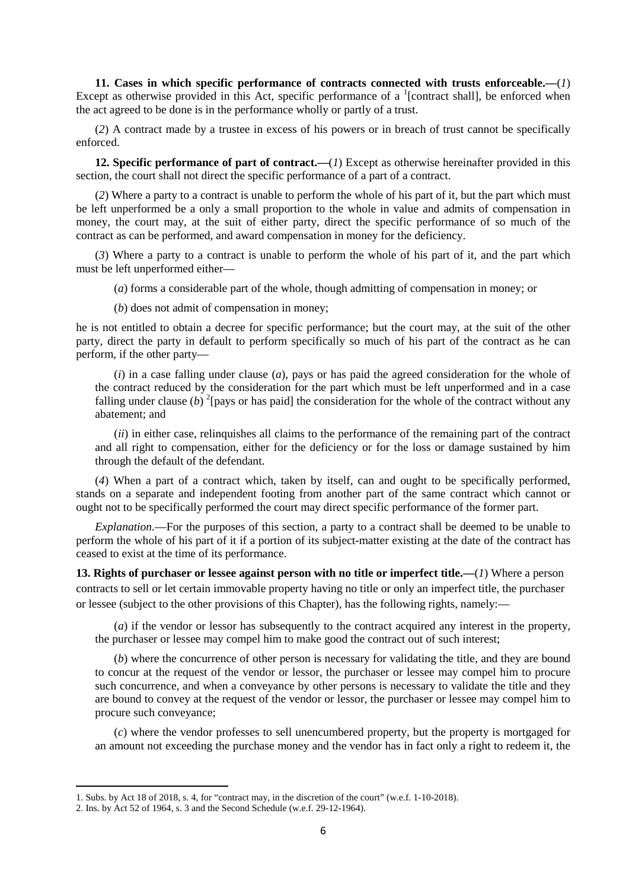**11. Cases in which specific performance of contracts connected with trusts enforceable.—**(*1*) Except as otherwise provided in this Act, specific performance of a [1][contract shall], be enforced when the act agreed to be done is in the performance wholly or partly of a trust.

(*2*) A contract made by a trustee in excess of his powers or in breach of trust cannot be specifically enforced.

**12. Specific performance of part of contract.—**(*1*) Except as otherwise hereinafter provided in this section, the court shall not direct the specific performance of a part of a contract.

(*2*) Where a party to a contract is unable to perform the whole of his part of it, but the part which must be left unperformed be a only a small proportion to the whole in value and admits of compensation in money, the court may, at the suit of either party, direct the specific performance of so much of the contract as can be performed, and award compensation in money for the deficiency.

(*3*) Where a party to a contract is unable to perform the whole of his part of it, and the part which must be left unperformed either—

(*a*) forms a considerable part of the whole, though admitting of compensation in money; or

(*b*) does not admit of compensation in money;

he is not entitled to obtain a decree for specific performance; but the court may, at the suit of the other party, direct the party in default to perform specifically so much of his part of the contract as he can perform, if the other party—

(*i*) in a case falling under clause (*a*), pays or has paid the agreed consideration for the whole of the contract reduced by the consideration for the part which must be left unperformed and in a case falling under clause (*b*) [2][pays or has paid] the consideration for the whole of the contract without any abatement; and

(*ii*) in either case, relinquishes all claims to the performance of the remaining part of the contract and all right to compensation, either for the deficiency or for the loss or damage sustained by him through the default of the defendant.

(*4*) When a part of a contract which, taken by itself, can and ought to be specifically performed, stands on a separate and independent footing from another part of the same contract which cannot or ought not to be specifically performed the court may direct specific performance of the former part.

*Explanation*.—For the purposes of this section, a party to a contract shall be deemed to be unable to perform the whole of his part of it if a portion of its subject-matter existing at the date of the contract has ceased to exist at the time of its performance.

**13. Rights of purchaser or lessee against person with no title or imperfect title.—**(*1*) Where a person contracts to sell or let certain immovable property having no title or only an imperfect title, the purchaser or lessee (subject to the other provisions of this Chapter), has the following rights, namely:—

(*a*) if the vendor or lessor has subsequently to the contract acquired any interest in the property, the purchaser or lessee may compel him to make good the contract out of such interest;

(*b*) where the concurrence of other person is necessary for validating the title, and they are bound to concur at the request of the vendor or lessor, the purchaser or lessee may compel him to procure such concurrence, and when a conveyance by other persons is necessary to validate the title and they are bound to convey at the request of the vendor or lessor, the purchaser or lessee may compel him to procure such conveyance;

(*c*) where the vendor professes to sell unencumbered property, but the property is mortgaged for an amount not exceeding the purchase money and the vendor has in fact only a right to redeem it, the

---

1. Subs. by Act 18 of 2018, s. 4, for "contract may, in the discretion of the court" (w.e.f. 1-10-2018).
2. Ins. by Act 52 of 1964, s. 3 and the Second Schedule (w.e.f. 29-12-1964).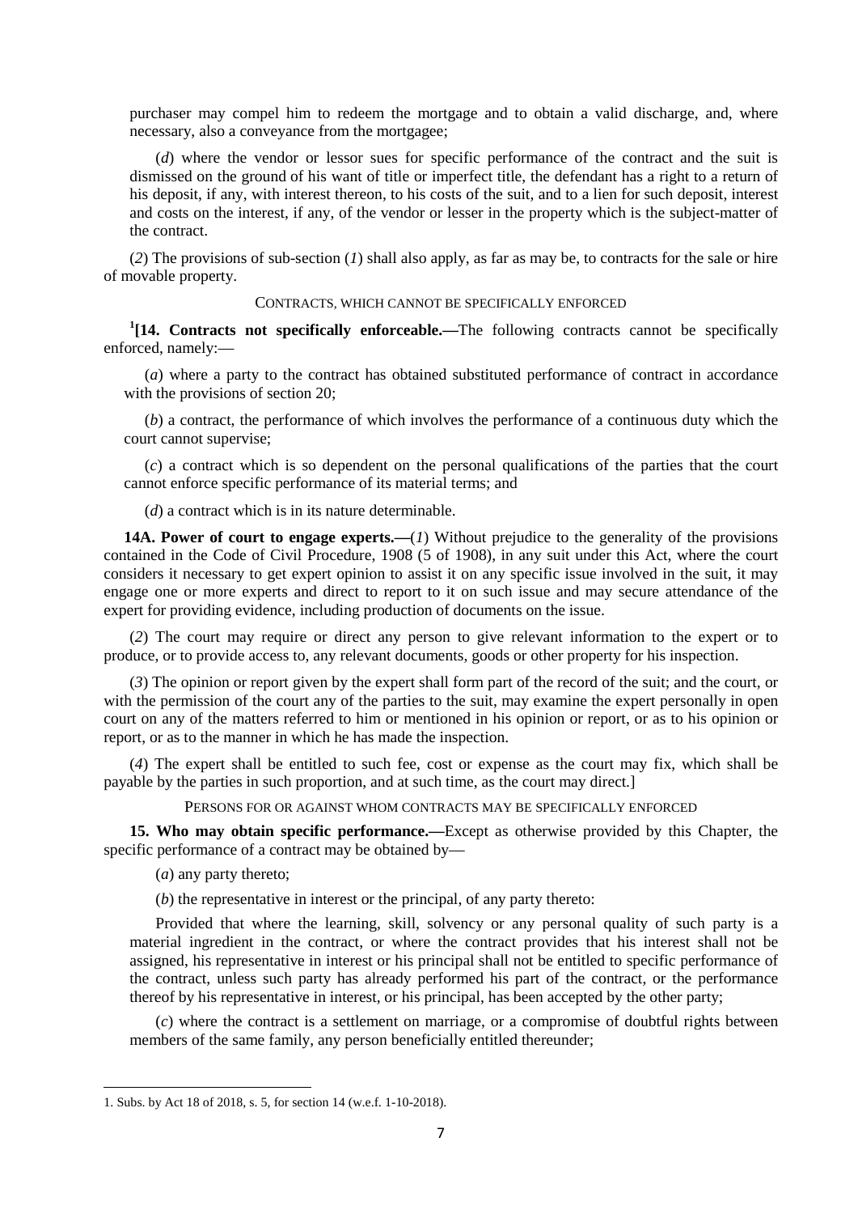purchaser may compel him to redeem the mortgage and to obtain a valid discharge, and, where necessary, also a conveyance from the mortgagee;

(*d*) where the vendor or lessor sues for specific performance of the contract and the suit is dismissed on the ground of his want of title or imperfect title, the defendant has a right to a return of his deposit, if any, with interest thereon, to his costs of the suit, and to a lien for such deposit, interest and costs on the interest, if any, of the vendor or lesser in the property which is the subject-matter of the contract.

(*2*) The provisions of sub-section (*1*) shall also apply, as far as may be, to contracts for the sale or hire of movable property.

CONTRACTS, WHICH CANNOT BE SPECIFICALLY ENFORCED

[1][**14. Contracts not specifically enforceable.—**The following contracts cannot be specifically enforced, namely:—

(*a*) where a party to the contract has obtained substituted performance of contract in accordance with the provisions of section 20;

(*b*) a contract, the performance of which involves the performance of a continuous duty which the court cannot supervise;

(*c*) a contract which is so dependent on the personal qualifications of the parties that the court cannot enforce specific performance of its material terms; and

(*d*) a contract which is in its nature determinable.

**14A. Power of court to engage experts.—**(*1*) Without prejudice to the generality of the provisions contained in the Code of Civil Procedure, 1908 (5 of 1908), in any suit under this Act, where the court considers it necessary to get expert opinion to assist it on any specific issue involved in the suit, it may engage one or more experts and direct to report to it on such issue and may secure attendance of the expert for providing evidence, including production of documents on the issue.

(*2*) The court may require or direct any person to give relevant information to the expert or to produce, or to provide access to, any relevant documents, goods or other property for his inspection.

(*3*) The opinion or report given by the expert shall form part of the record of the suit; and the court, or with the permission of the court any of the parties to the suit, may examine the expert personally in open court on any of the matters referred to him or mentioned in his opinion or report, or as to his opinion or report, or as to the manner in which he has made the inspection.

(*4*) The expert shall be entitled to such fee, cost or expense as the court may fix, which shall be payable by the parties in such proportion, and at such time, as the court may direct.]

PERSONS FOR OR AGAINST WHOM CONTRACTS MAY BE SPECIFICALLY ENFORCED

**15. Who may obtain specific performance.—**Except as otherwise provided by this Chapter, the specific performance of a contract may be obtained by—

(*a*) any party thereto;

(*b*) the representative in interest or the principal, of any party thereto:

Provided that where the learning, skill, solvency or any personal quality of such party is a material ingredient in the contract, or where the contract provides that his interest shall not be assigned, his representative in interest or his principal shall not be entitled to specific performance of the contract, unless such party has already performed his part of the contract, or the performance thereof by his representative in interest, or his principal, has been accepted by the other party;

(*c*) where the contract is a settlement on marriage, or a compromise of doubtful rights between members of the same family, any person beneficially entitled thereunder;

---

1. Subs. by Act 18 of 2018, s. 5, for section 14 (w.e.f. 1-10-2018).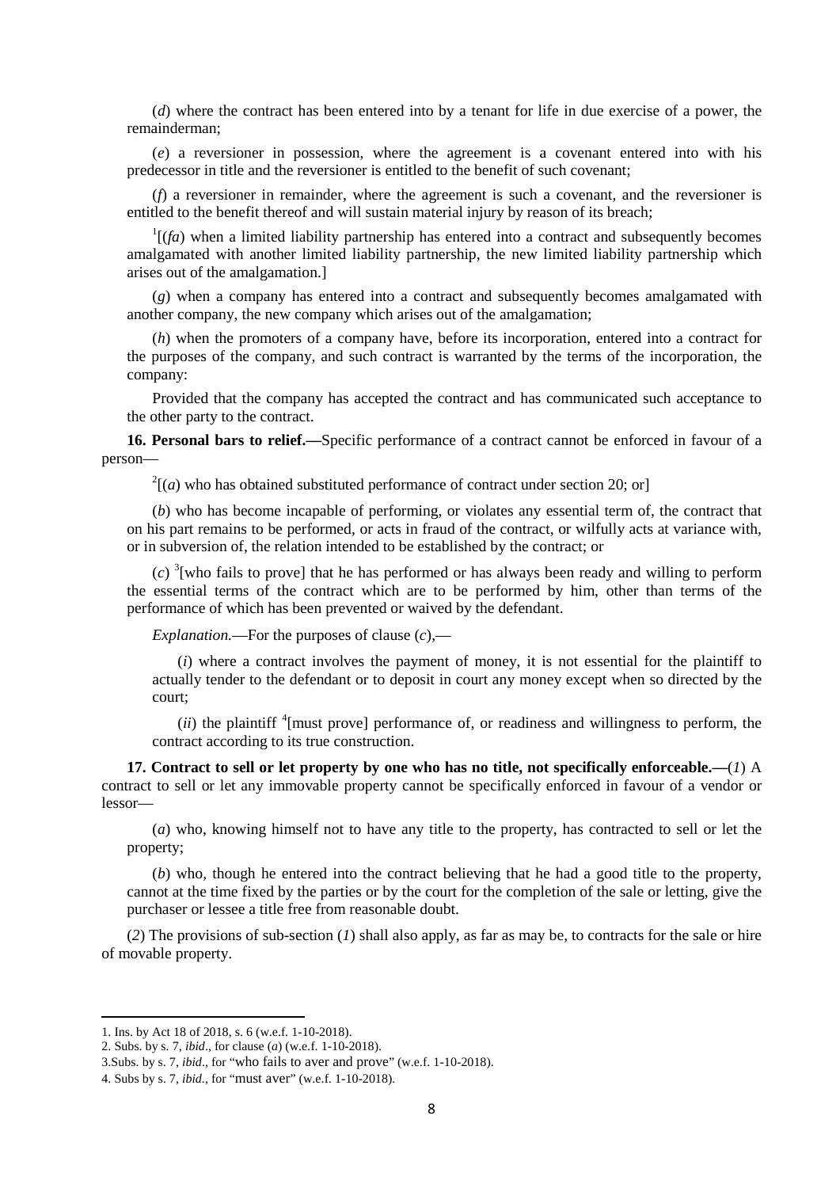(*d*) where the contract has been entered into by a tenant for life in due exercise of a power, the remainderman;

(*e*) a reversioner in possession, where the agreement is a covenant entered into with his predecessor in title and the reversioner is entitled to the benefit of such covenant;

(*f*) a reversioner in remainder, where the agreement is such a covenant, and the reversioner is entitled to the benefit thereof and will sustain material injury by reason of its breach;

[1][(*fa*) when a limited liability partnership has entered into a contract and subsequently becomes amalgamated with another limited liability partnership, the new limited liability partnership which arises out of the amalgamation.]

(*g*) when a company has entered into a contract and subsequently becomes amalgamated with another company, the new company which arises out of the amalgamation;

(*h*) when the promoters of a company have, before its incorporation, entered into a contract for the purposes of the company, and such contract is warranted by the terms of the incorporation, the company:

Provided that the company has accepted the contract and has communicated such acceptance to the other party to the contract.

**16. Personal bars to relief.—**Specific performance of a contract cannot be enforced in favour of a person—

[2][(*a*) who has obtained substituted performance of contract under section 20; or]

(*b*) who has become incapable of performing, or violates any essential term of, the contract that on his part remains to be performed, or acts in fraud of the contract, or wilfully acts at variance with, or in subversion of, the relation intended to be established by the contract; or

(*c*) [3][who fails to prove] that he has performed or has always been ready and willing to perform the essential terms of the contract which are to be performed by him, other than terms of the performance of which has been prevented or waived by the defendant.

*Explanation.*—For the purposes of clause (*c*),—

(*i*) where a contract involves the payment of money, it is not essential for the plaintiff to actually tender to the defendant or to deposit in court any money except when so directed by the court;

(*ii*) the plaintiff [4][must prove] performance of, or readiness and willingness to perform, the contract according to its true construction.

**17. Contract to sell or let property by one who has no title, not specifically enforceable.—**(*1*) A contract to sell or let any immovable property cannot be specifically enforced in favour of a vendor or lessor—

(*a*) who, knowing himself not to have any title to the property, has contracted to sell or let the property;

(*b*) who, though he entered into the contract believing that he had a good title to the property, cannot at the time fixed by the parties or by the court for the completion of the sale or letting, give the purchaser or lessee a title free from reasonable doubt.

(*2*) The provisions of sub-section (*1*) shall also apply, as far as may be, to contracts for the sale or hire of movable property.

---

1. Ins. by Act 18 of 2018, s. 6 (w.e.f. 1-10-2018).
2. Subs. by s. 7, *ibid*., for clause (*a*) (w.e.f. 1-10-2018).
3. Subs. by s. 7, *ibid*., for "who fails to aver and prove" (w.e.f. 1-10-2018).
4. Subs by s. 7, *ibid.*, for "must aver" (w.e.f. 1-10-2018).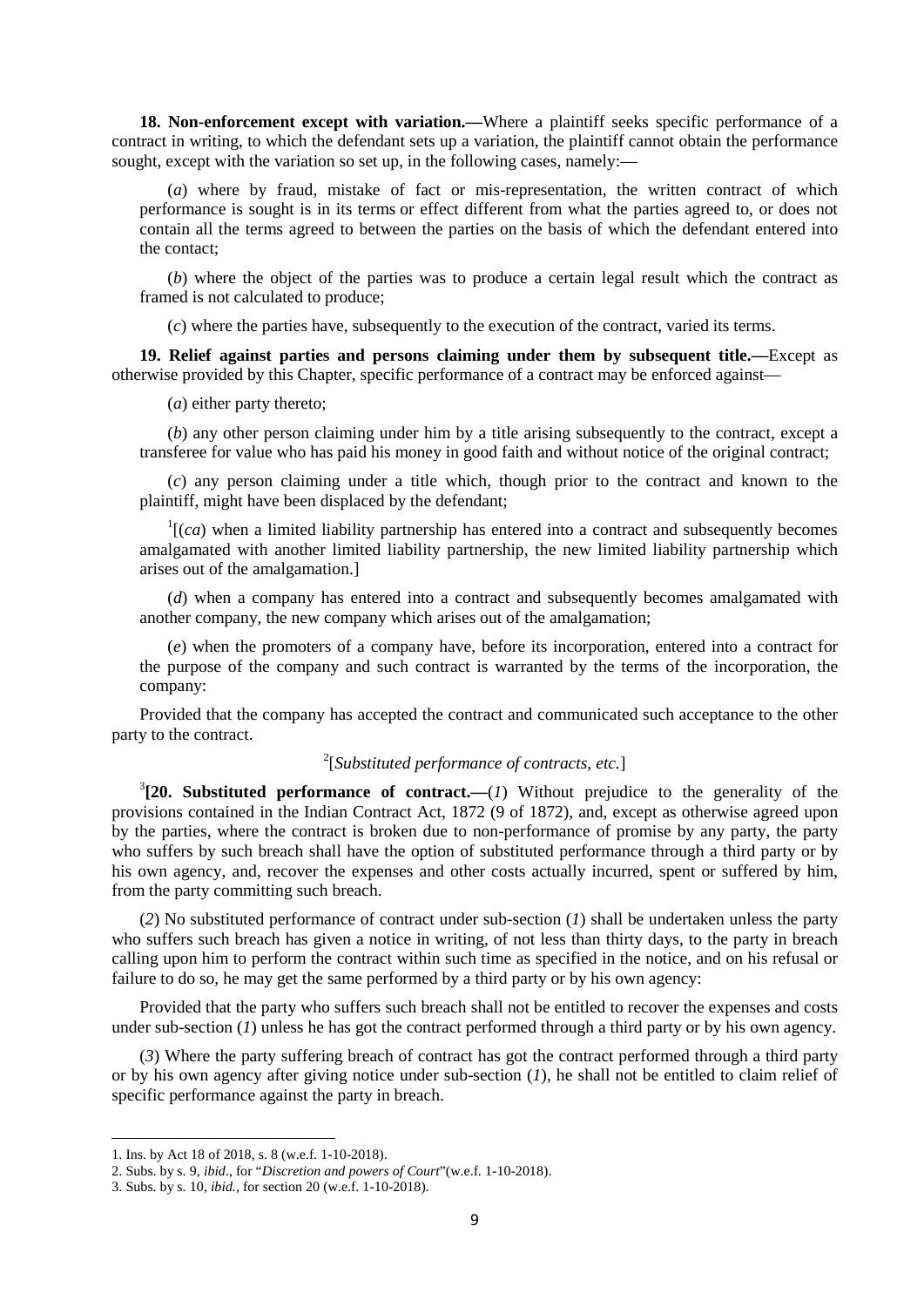**18. Non-enforcement except with variation.—**Where a plaintiff seeks specific performance of a contract in writing, to which the defendant sets up a variation, the plaintiff cannot obtain the performance sought, except with the variation so set up, in the following cases, namely:—

(*a*) where by fraud, mistake of fact or mis-representation, the written contract of which performance is sought is in its terms or effect different from what the parties agreed to, or does not contain all the terms agreed to between the parties on the basis of which the defendant entered into the contact;

(*b*) where the object of the parties was to produce a certain legal result which the contract as framed is not calculated to produce;

(*c*) where the parties have, subsequently to the execution of the contract, varied its terms.

**19. Relief against parties and persons claiming under them by subsequent title.—**Except as otherwise provided by this Chapter, specific performance of a contract may be enforced against—

(*a*) either party thereto;

(*b*) any other person claiming under him by a title arising subsequently to the contract, except a transferee for value who has paid his money in good faith and without notice of the original contract;

(*c*) any person claiming under a title which, though prior to the contract and known to the plaintiff, might have been displaced by the defendant;

[1][(*ca*) when a limited liability partnership has entered into a contract and subsequently becomes amalgamated with another limited liability partnership, the new limited liability partnership which arises out of the amalgamation.]

(*d*) when a company has entered into a contract and subsequently becomes amalgamated with another company, the new company which arises out of the amalgamation;

(*e*) when the promoters of a company have, before its incorporation, entered into a contract for the purpose of the company and such contract is warranted by the terms of the incorporation, the company:

Provided that the company has accepted the contract and communicated such acceptance to the other party to the contract.

[2][*Substituted performance of contracts, etc.*]

[3]**[20. Substituted performance of contract.—**(*1*) Without prejudice to the generality of the provisions contained in the Indian Contract Act, 1872 (9 of 1872), and, except as otherwise agreed upon by the parties, where the contract is broken due to non-performance of promise by any party, the party who suffers by such breach shall have the option of substituted performance through a third party or by his own agency, and, recover the expenses and other costs actually incurred, spent or suffered by him, from the party committing such breach.

(*2*) No substituted performance of contract under sub-section (*1*) shall be undertaken unless the party who suffers such breach has given a notice in writing, of not less than thirty days, to the party in breach calling upon him to perform the contract within such time as specified in the notice, and on his refusal or failure to do so, he may get the same performed by a third party or by his own agency:

Provided that the party who suffers such breach shall not be entitled to recover the expenses and costs under sub-section (*1*) unless he has got the contract performed through a third party or by his own agency.

(*3*) Where the party suffering breach of contract has got the contract performed through a third party or by his own agency after giving notice under sub-section (*1*), he shall not be entitled to claim relief of specific performance against the party in breach.

---

1. Ins. by Act 18 of 2018, s. 8 (w.e.f. 1-10-2018).
2. Subs. by s. 9, *ibid*., for "*Discretion and powers of Court*"(w.e.f. 1-10-2018).
3. Subs. by s. 10, *ibid.*, for section 20 (w.e.f. 1-10-2018).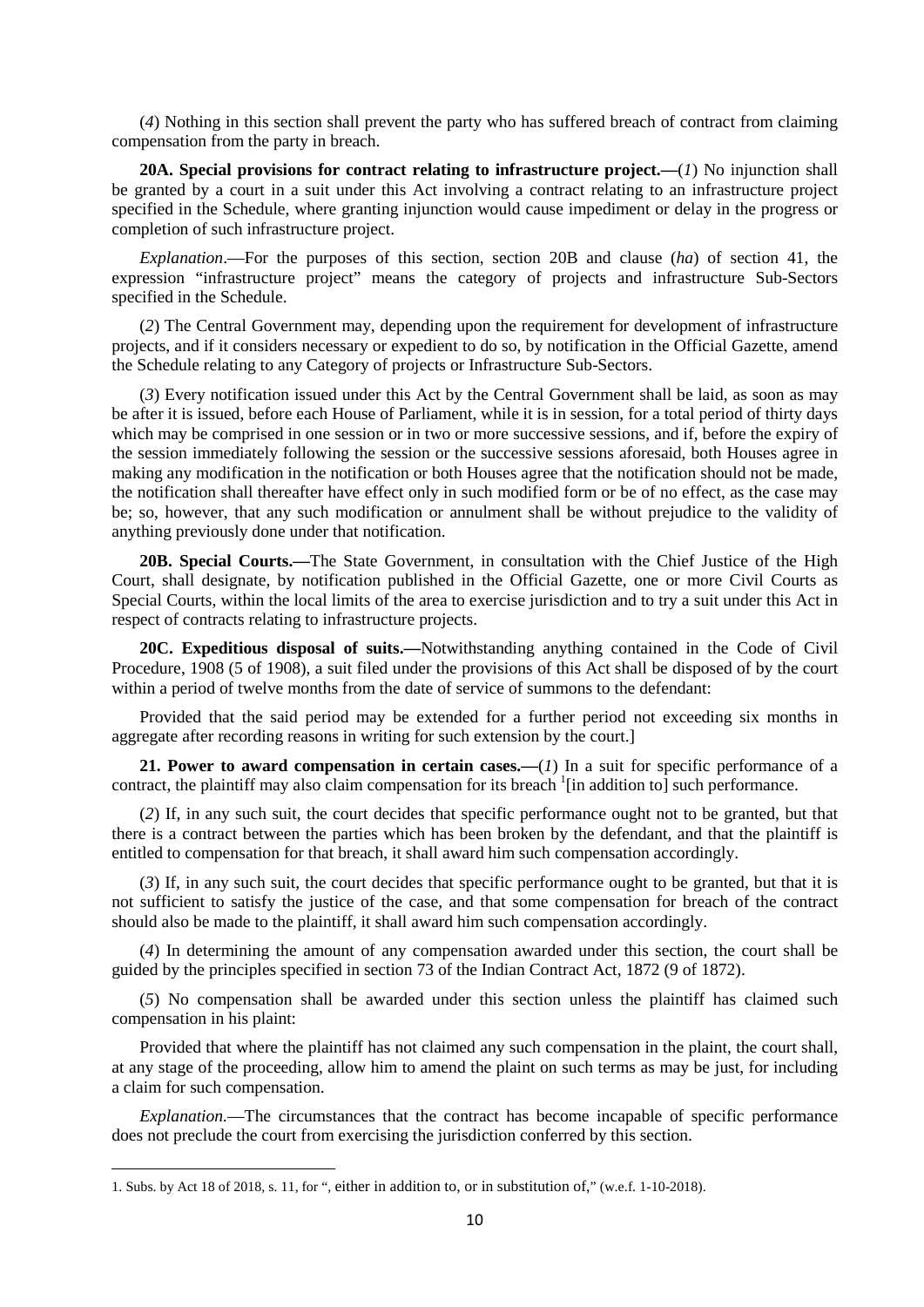(*4*) Nothing in this section shall prevent the party who has suffered breach of contract from claiming compensation from the party in breach.

**20A. Special provisions for contract relating to infrastructure project.—**(*1*) No injunction shall be granted by a court in a suit under this Act involving a contract relating to an infrastructure project specified in the Schedule, where granting injunction would cause impediment or delay in the progress or completion of such infrastructure project.

*Explanation*.—For the purposes of this section, section 20B and clause (*ha*) of section 41, the expression "infrastructure project" means the category of projects and infrastructure Sub-Sectors specified in the Schedule.

(*2*) The Central Government may, depending upon the requirement for development of infrastructure projects, and if it considers necessary or expedient to do so, by notification in the Official Gazette, amend the Schedule relating to any Category of projects or Infrastructure Sub-Sectors.

(*3*) Every notification issued under this Act by the Central Government shall be laid, as soon as may be after it is issued, before each House of Parliament, while it is in session, for a total period of thirty days which may be comprised in one session or in two or more successive sessions, and if, before the expiry of the session immediately following the session or the successive sessions aforesaid, both Houses agree in making any modification in the notification or both Houses agree that the notification should not be made, the notification shall thereafter have effect only in such modified form or be of no effect, as the case may be; so, however, that any such modification or annulment shall be without prejudice to the validity of anything previously done under that notification.

**20B. Special Courts.—**The State Government, in consultation with the Chief Justice of the High Court, shall designate, by notification published in the Official Gazette, one or more Civil Courts as Special Courts, within the local limits of the area to exercise jurisdiction and to try a suit under this Act in respect of contracts relating to infrastructure projects.

**20C. Expeditious disposal of suits.—**Notwithstanding anything contained in the Code of Civil Procedure, 1908 (5 of 1908), a suit filed under the provisions of this Act shall be disposed of by the court within a period of twelve months from the date of service of summons to the defendant:

Provided that the said period may be extended for a further period not exceeding six months in aggregate after recording reasons in writing for such extension by the court.]

**21. Power to award compensation in certain cases.—**(*1*) In a suit for specific performance of a contract, the plaintiff may also claim compensation for its breach [1][in addition to] such performance.

(*2*) If, in any such suit, the court decides that specific performance ought not to be granted, but that there is a contract between the parties which has been broken by the defendant, and that the plaintiff is entitled to compensation for that breach, it shall award him such compensation accordingly.

(*3*) If, in any such suit, the court decides that specific performance ought to be granted, but that it is not sufficient to satisfy the justice of the case, and that some compensation for breach of the contract should also be made to the plaintiff, it shall award him such compensation accordingly.

(*4*) In determining the amount of any compensation awarded under this section, the court shall be guided by the principles specified in section 73 of the Indian Contract Act, 1872 (9 of 1872).

(*5*) No compensation shall be awarded under this section unless the plaintiff has claimed such compensation in his plaint:

Provided that where the plaintiff has not claimed any such compensation in the plaint, the court shall, at any stage of the proceeding, allow him to amend the plaint on such terms as may be just, for including a claim for such compensation.

*Explanation*.—The circumstances that the contract has become incapable of specific performance does not preclude the court from exercising the jurisdiction conferred by this section.

---

1. Subs. by Act 18 of 2018, s. 11, for ", either in addition to, or in substitution of," (w.e.f. 1-10-2018).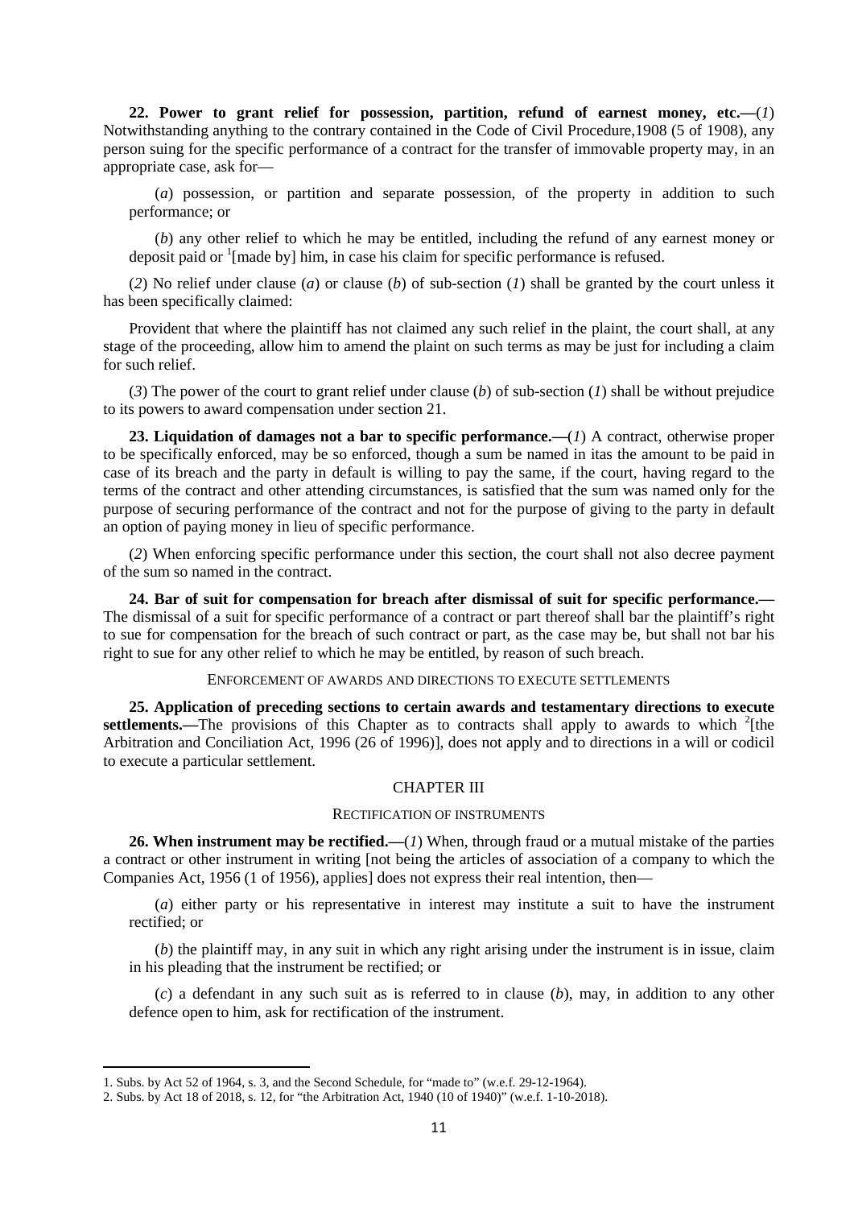**22. Power to grant relief for possession, partition, refund of earnest money, etc.—**(*1*) Notwithstanding anything to the contrary contained in the Code of Civil Procedure,1908 (5 of 1908), any person suing for the specific performance of a contract for the transfer of immovable property may, in an appropriate case, ask for—

(*a*) possession, or partition and separate possession, of the property in addition to such performance; or

(*b*) any other relief to which he may be entitled, including the refund of any earnest money or deposit paid or [1][made by] him, in case his claim for specific performance is refused.

(*2*) No relief under clause (*a*) or clause (*b*) of sub-section (*1*) shall be granted by the court unless it has been specifically claimed:

Provident that where the plaintiff has not claimed any such relief in the plaint, the court shall, at any stage of the proceeding, allow him to amend the plaint on such terms as may be just for including a claim for such relief.

(*3*) The power of the court to grant relief under clause (*b*) of sub-section (*1*) shall be without prejudice to its powers to award compensation under section 21.

**23. Liquidation of damages not a bar to specific performance.—**(*1*) A contract, otherwise proper to be specifically enforced, may be so enforced, though a sum be named in itas the amount to be paid in case of its breach and the party in default is willing to pay the same, if the court, having regard to the terms of the contract and other attending circumstances, is satisfied that the sum was named only for the purpose of securing performance of the contract and not for the purpose of giving to the party in default an option of paying money in lieu of specific performance.

(*2*) When enforcing specific performance under this section, the court shall not also decree payment of the sum so named in the contract.

**24. Bar of suit for compensation for breach after dismissal of suit for specific performance.—** The dismissal of a suit for specific performance of a contract or part thereof shall bar the plaintiff's right to sue for compensation for the breach of such contract or part, as the case may be, but shall not bar his right to sue for any other relief to which he may be entitled, by reason of such breach.

ENFORCEMENT OF AWARDS AND DIRECTIONS TO EXECUTE SETTLEMENTS

**25. Application of preceding sections to certain awards and testamentary directions to execute settlements.—**The provisions of this Chapter as to contracts shall apply to awards to which [2][the Arbitration and Conciliation Act, 1996 (26 of 1996)], does not apply and to directions in a will or codicil to execute a particular settlement.

## CHAPTER III

### RECTIFICATION OF INSTRUMENTS

**26. When instrument may be rectified.—**(*1*) When, through fraud or a mutual mistake of the parties a contract or other instrument in writing [not being the articles of association of a company to which the Companies Act, 1956 (1 of 1956), applies] does not express their real intention, then—

(*a*) either party or his representative in interest may institute a suit to have the instrument rectified; or

(*b*) the plaintiff may, in any suit in which any right arising under the instrument is in issue, claim in his pleading that the instrument be rectified; or

(*c*) a defendant in any such suit as is referred to in clause (*b*), may, in addition to any other defence open to him, ask for rectification of the instrument.

---

1. Subs. by Act 52 of 1964, s. 3, and the Second Schedule, for "made to" (w.e.f. 29-12-1964).
2. Subs. by Act 18 of 2018, s. 12, for "the Arbitration Act, 1940 (10 of 1940)" (w.e.f. 1-10-2018).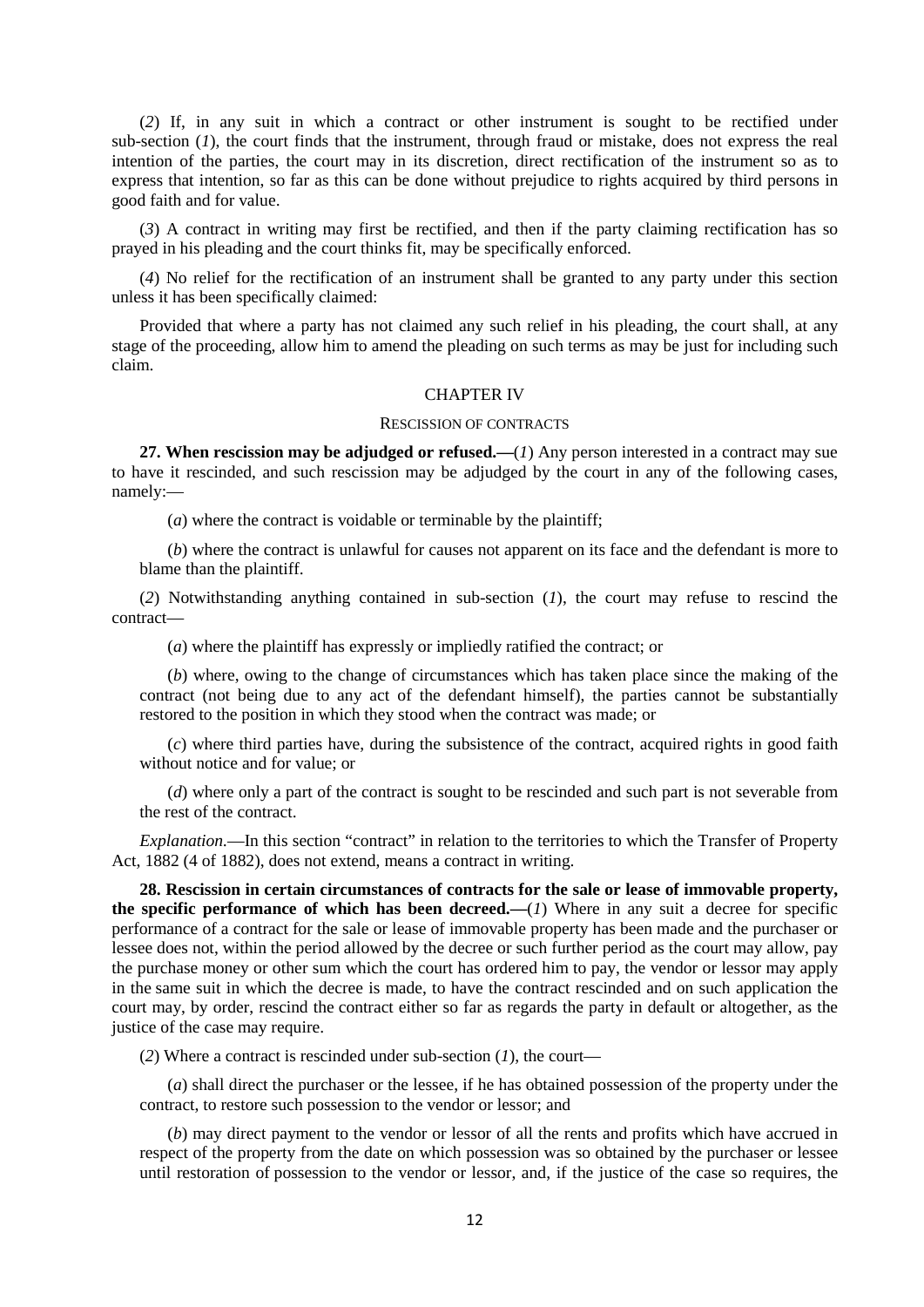(*2*) If, in any suit in which a contract or other instrument is sought to be rectified under sub-section (*1*), the court finds that the instrument, through fraud or mistake, does not express the real intention of the parties, the court may in its discretion, direct rectification of the instrument so as to express that intention, so far as this can be done without prejudice to rights acquired by third persons in good faith and for value.

(*3*) A contract in writing may first be rectified, and then if the party claiming rectification has so prayed in his pleading and the court thinks fit, may be specifically enforced.

(*4*) No relief for the rectification of an instrument shall be granted to any party under this section unless it has been specifically claimed:

Provided that where a party has not claimed any such relief in his pleading, the court shall, at any stage of the proceeding, allow him to amend the pleading on such terms as may be just for including such claim.

## CHAPTER IV

### RESCISSION OF CONTRACTS

**27. When rescission may be adjudged or refused.—**(*1*) Any person interested in a contract may sue to have it rescinded, and such rescission may be adjudged by the court in any of the following cases, namely:—

(*a*) where the contract is voidable or terminable by the plaintiff;

(*b*) where the contract is unlawful for causes not apparent on its face and the defendant is more to blame than the plaintiff.

(*2*) Notwithstanding anything contained in sub-section (*1*), the court may refuse to rescind the contract—

(*a*) where the plaintiff has expressly or impliedly ratified the contract; or

(*b*) where, owing to the change of circumstances which has taken place since the making of the contract (not being due to any act of the defendant himself), the parties cannot be substantially restored to the position in which they stood when the contract was made; or

(*c*) where third parties have, during the subsistence of the contract, acquired rights in good faith without notice and for value; or

(*d*) where only a part of the contract is sought to be rescinded and such part is not severable from the rest of the contract.

*Explanation.*—In this section "contract" in relation to the territories to which the Transfer of Property Act, 1882 (4 of 1882), does not extend, means a contract in writing.

**28. Rescission in certain circumstances of contracts for the sale or lease of immovable property, the specific performance of which has been decreed.—**(*1*) Where in any suit a decree for specific performance of a contract for the sale or lease of immovable property has been made and the purchaser or lessee does not, within the period allowed by the decree or such further period as the court may allow, pay the purchase money or other sum which the court has ordered him to pay, the vendor or lessor may apply in the same suit in which the decree is made, to have the contract rescinded and on such application the court may, by order, rescind the contract either so far as regards the party in default or altogether, as the justice of the case may require.

(*2*) Where a contract is rescinded under sub-section (*1*), the court—

(*a*) shall direct the purchaser or the lessee, if he has obtained possession of the property under the contract, to restore such possession to the vendor or lessor; and

(*b*) may direct payment to the vendor or lessor of all the rents and profits which have accrued in respect of the property from the date on which possession was so obtained by the purchaser or lessee until restoration of possession to the vendor or lessor, and, if the justice of the case so requires, the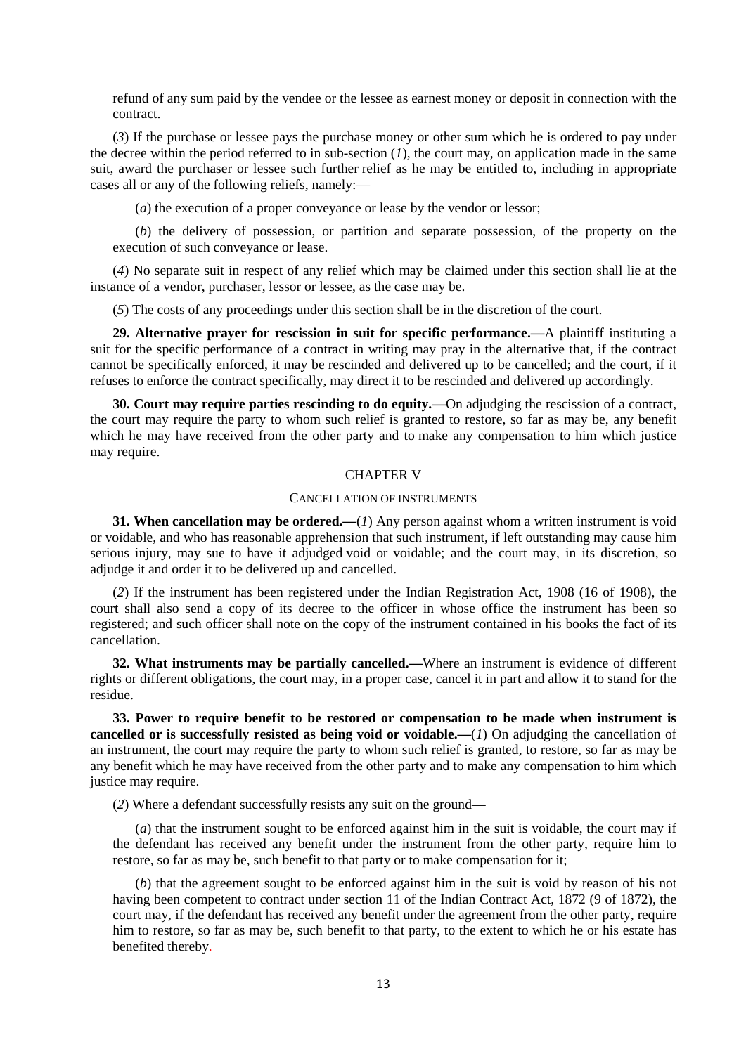refund of any sum paid by the vendee or the lessee as earnest money or deposit in connection with the contract.

(*3*) If the purchase or lessee pays the purchase money or other sum which he is ordered to pay under the decree within the period referred to in sub-section (*1*), the court may, on application made in the same suit, award the purchaser or lessee such further relief as he may be entitled to, including in appropriate cases all or any of the following reliefs, namely:—

(*a*) the execution of a proper conveyance or lease by the vendor or lessor;

(*b*) the delivery of possession, or partition and separate possession, of the property on the execution of such conveyance or lease.

(*4*) No separate suit in respect of any relief which may be claimed under this section shall lie at the instance of a vendor, purchaser, lessor or lessee, as the case may be.

(*5*) The costs of any proceedings under this section shall be in the discretion of the court.

**29. Alternative prayer for rescission in suit for specific performance.—**A plaintiff instituting a suit for the specific performance of a contract in writing may pray in the alternative that, if the contract cannot be specifically enforced, it may be rescinded and delivered up to be cancelled; and the court, if it refuses to enforce the contract specifically, may direct it to be rescinded and delivered up accordingly.

**30. Court may require parties rescinding to do equity.—**On adjudging the rescission of a contract, the court may require the party to whom such relief is granted to restore, so far as may be, any benefit which he may have received from the other party and to make any compensation to him which justice may require.

## CHAPTER V

### CANCELLATION OF INSTRUMENTS

**31. When cancellation may be ordered.—**(*1*) Any person against whom a written instrument is void or voidable, and who has reasonable apprehension that such instrument, if left outstanding may cause him serious injury, may sue to have it adjudged void or voidable; and the court may, in its discretion, so adjudge it and order it to be delivered up and cancelled.

(*2*) If the instrument has been registered under the Indian Registration Act, 1908 (16 of 1908), the court shall also send a copy of its decree to the officer in whose office the instrument has been so registered; and such officer shall note on the copy of the instrument contained in his books the fact of its cancellation.

**32. What instruments may be partially cancelled.—**Where an instrument is evidence of different rights or different obligations, the court may, in a proper case, cancel it in part and allow it to stand for the residue.

**33. Power to require benefit to be restored or compensation to be made when instrument is cancelled or is successfully resisted as being void or voidable.—**(*1*) On adjudging the cancellation of an instrument, the court may require the party to whom such relief is granted, to restore, so far as may be any benefit which he may have received from the other party and to make any compensation to him which justice may require.

(*2*) Where a defendant successfully resists any suit on the ground—

(*a*) that the instrument sought to be enforced against him in the suit is voidable, the court may if the defendant has received any benefit under the instrument from the other party, require him to restore, so far as may be, such benefit to that party or to make compensation for it;

(*b*) that the agreement sought to be enforced against him in the suit is void by reason of his not having been competent to contract under section 11 of the Indian Contract Act, 1872 (9 of 1872), the court may, if the defendant has received any benefit under the agreement from the other party, require him to restore, so far as may be, such benefit to that party, to the extent to which he or his estate has benefited thereby.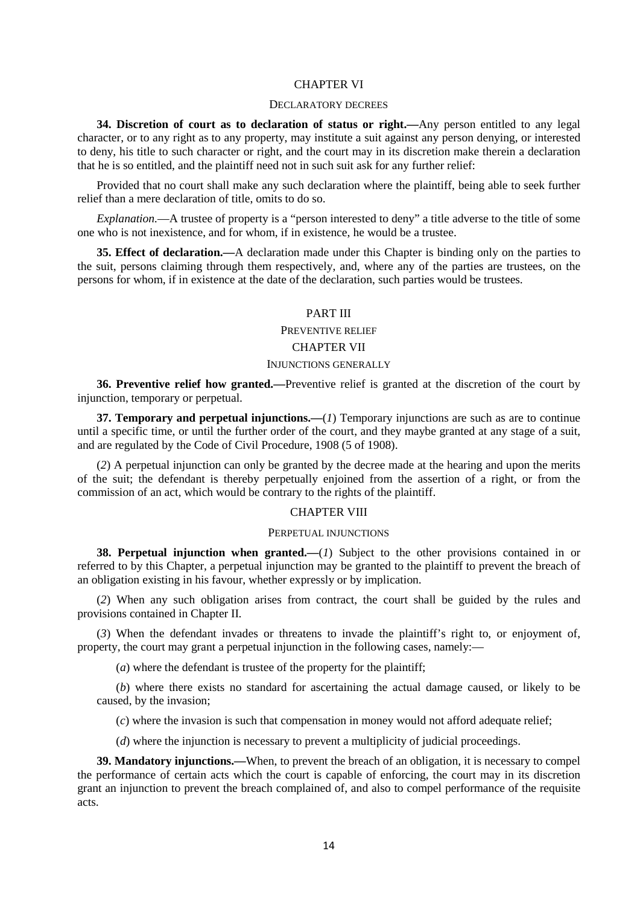## CHAPTER VI

### DECLARATORY DECREES

**34. Discretion of court as to declaration of status or right.—**Any person entitled to any legal character, or to any right as to any property, may institute a suit against any person denying, or interested to deny, his title to such character or right, and the court may in its discretion make therein a declaration that he is so entitled, and the plaintiff need not in such suit ask for any further relief:

Provided that no court shall make any such declaration where the plaintiff, being able to seek further relief than a mere declaration of title, omits to do so.

*Explanation.*—A trustee of property is a "person interested to deny" a title adverse to the title of some one who is not inexistence, and for whom, if in existence, he would be a trustee.

**35. Effect of declaration.—**A declaration made under this Chapter is binding only on the parties to the suit, persons claiming through them respectively, and, where any of the parties are trustees, on the persons for whom, if in existence at the date of the declaration, such parties would be trustees.

# PART III

## PREVENTIVE RELIEF

## CHAPTER VII

### INJUNCTIONS GENERALLY

**36. Preventive relief how granted.—**Preventive relief is granted at the discretion of the court by injunction, temporary or perpetual.

**37. Temporary and perpetual injunctions.—**(*1*) Temporary injunctions are such as are to continue until a specific time, or until the further order of the court, and they maybe granted at any stage of a suit, and are regulated by the Code of Civil Procedure, 1908 (5 of 1908).

(*2*) A perpetual injunction can only be granted by the decree made at the hearing and upon the merits of the suit; the defendant is thereby perpetually enjoined from the assertion of a right, or from the commission of an act, which would be contrary to the rights of the plaintiff.

## CHAPTER VIII

### PERPETUAL INJUNCTIONS

**38. Perpetual injunction when granted.—**(*1*) Subject to the other provisions contained in or referred to by this Chapter, a perpetual injunction may be granted to the plaintiff to prevent the breach of an obligation existing in his favour, whether expressly or by implication.

(*2*) When any such obligation arises from contract, the court shall be guided by the rules and provisions contained in Chapter II.

(*3*) When the defendant invades or threatens to invade the plaintiff's right to, or enjoyment of, property, the court may grant a perpetual injunction in the following cases, namely:—

(*a*) where the defendant is trustee of the property for the plaintiff;

(*b*) where there exists no standard for ascertaining the actual damage caused, or likely to be caused, by the invasion;

(*c*) where the invasion is such that compensation in money would not afford adequate relief;

(*d*) where the injunction is necessary to prevent a multiplicity of judicial proceedings.

**39. Mandatory injunctions.—**When, to prevent the breach of an obligation, it is necessary to compel the performance of certain acts which the court is capable of enforcing, the court may in its discretion grant an injunction to prevent the breach complained of, and also to compel performance of the requisite acts.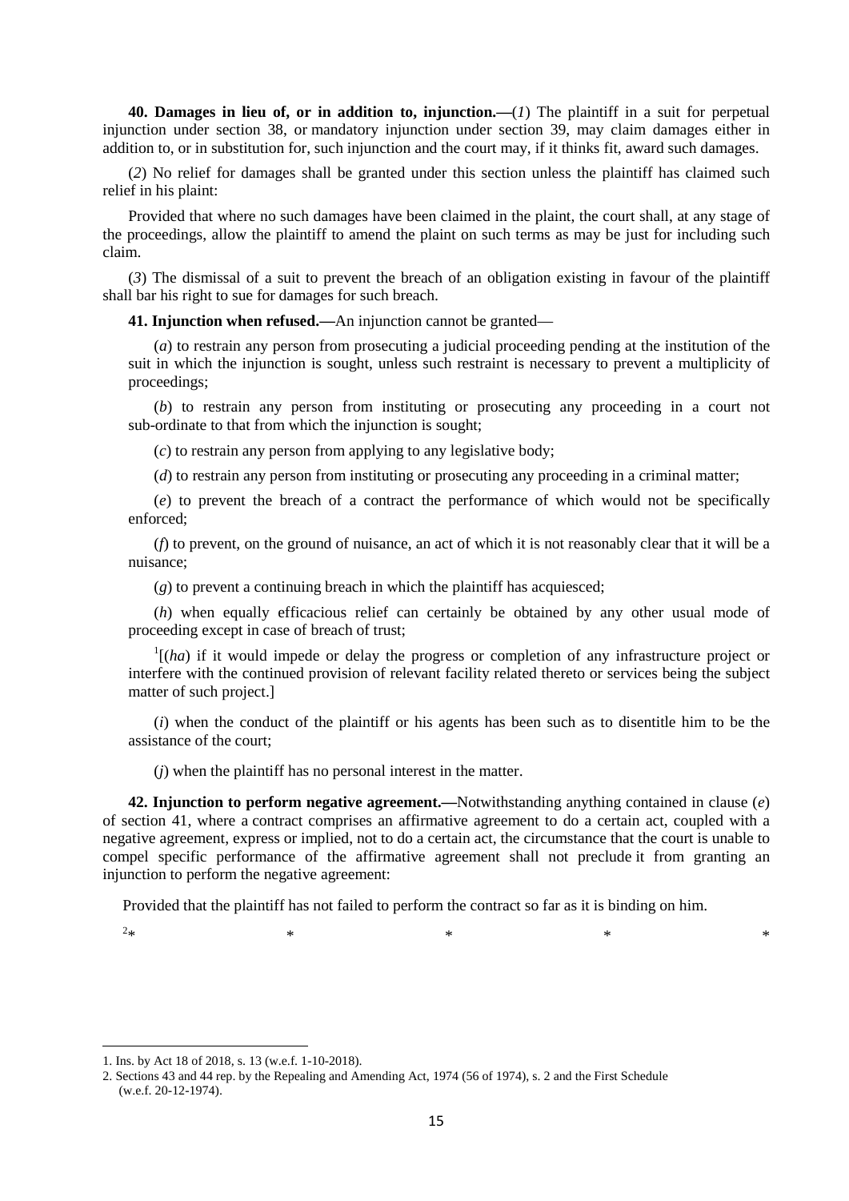**40. Damages in lieu of, or in addition to, injunction.—**(*1*) The plaintiff in a suit for perpetual injunction under section 38, or mandatory injunction under section 39, may claim damages either in addition to, or in substitution for, such injunction and the court may, if it thinks fit, award such damages.

(*2*) No relief for damages shall be granted under this section unless the plaintiff has claimed such relief in his plaint:

Provided that where no such damages have been claimed in the plaint, the court shall, at any stage of the proceedings, allow the plaintiff to amend the plaint on such terms as may be just for including such claim.

(*3*) The dismissal of a suit to prevent the breach of an obligation existing in favour of the plaintiff shall bar his right to sue for damages for such breach.

**41. Injunction when refused.—**An injunction cannot be granted—

(*a*) to restrain any person from prosecuting a judicial proceeding pending at the institution of the suit in which the injunction is sought, unless such restraint is necessary to prevent a multiplicity of proceedings;

(*b*) to restrain any person from instituting or prosecuting any proceeding in a court not sub-ordinate to that from which the injunction is sought;

(*c*) to restrain any person from applying to any legislative body;

(*d*) to restrain any person from instituting or prosecuting any proceeding in a criminal matter;

(*e*) to prevent the breach of a contract the performance of which would not be specifically enforced;

(*f*) to prevent, on the ground of nuisance, an act of which it is not reasonably clear that it will be a nuisance;

(*g*) to prevent a continuing breach in which the plaintiff has acquiesced;

(*h*) when equally efficacious relief can certainly be obtained by any other usual mode of proceeding except in case of breach of trust;

[1][(*ha*) if it would impede or delay the progress or completion of any infrastructure project or interfere with the continued provision of relevant facility related thereto or services being the subject matter of such project.]

(*i*) when the conduct of the plaintiff or his agents has been such as to disentitle him to be the assistance of the court;

(*j*) when the plaintiff has no personal interest in the matter.

**42. Injunction to perform negative agreement.—**Notwithstanding anything contained in clause (*e*) of section 41, where a contract comprises an affirmative agreement to do a certain act, coupled with a negative agreement, express or implied, not to do a certain act, the circumstance that the court is unable to compel specific performance of the affirmative agreement shall not preclude it from granting an injunction to perform the negative agreement:

Provided that the plaintiff has not failed to perform the contract so far as it is binding on him.

[2]* * * * *

---

1. Ins. by Act 18 of 2018, s. 13 (w.e.f. 1-10-2018).
2. Sections 43 and 44 rep. by the Repealing and Amending Act, 1974 (56 of 1974), s. 2 and the First Schedule (w.e.f. 20-12-1974).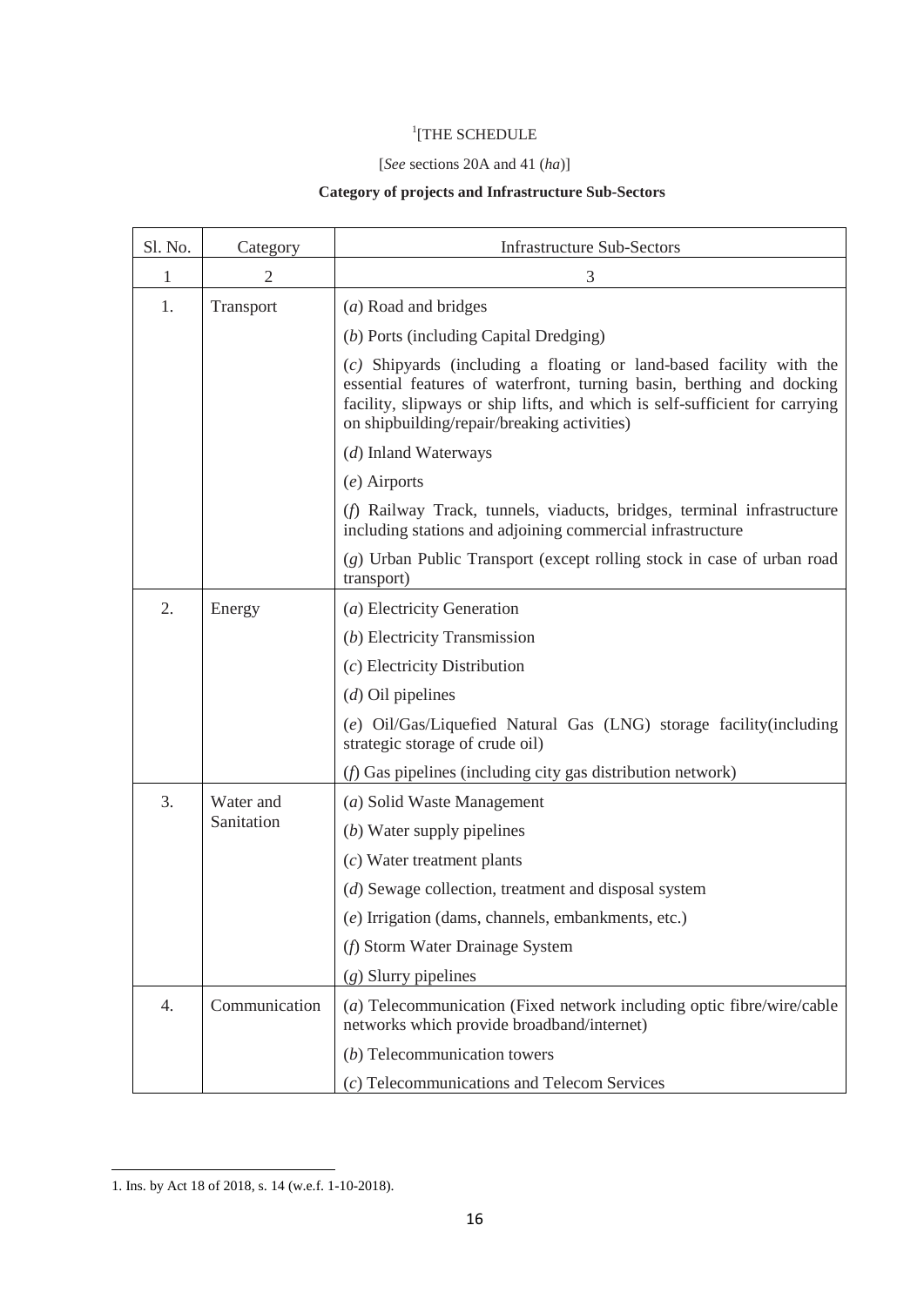[1][THE SCHEDULE

[*See* sections 20A and 41 (*ha*)]

**Category of projects and Infrastructure Sub-Sectors**

| Sl. No. | Category | Infrastructure Sub-Sectors |
|---|---|---|
| 1 | 2 | 3 |
| 1. | Transport | (*a*) Road and bridges |
| | | (*b*) Ports (including Capital Dredging) |
| | | (*c*) Shipyards (including a floating or land-based facility with the essential features of waterfront, turning basin, berthing and docking facility, slipways or ship lifts, and which is self-sufficient for carrying on shipbuilding/repair/breaking activities) |
| | | (*d*) Inland Waterways |
| | | (*e*) Airports |
| | | (*f*) Railway Track, tunnels, viaducts, bridges, terminal infrastructure including stations and adjoining commercial infrastructure |
| | | (*g*) Urban Public Transport (except rolling stock in case of urban road transport) |
| 2. | Energy | (*a*) Electricity Generation |
| | | (*b*) Electricity Transmission |
| | | (*c*) Electricity Distribution |
| | | (*d*) Oil pipelines |
| | | (*e*) Oil/Gas/Liquefied Natural Gas (LNG) storage facility(including strategic storage of crude oil) |
| | | (*f*) Gas pipelines (including city gas distribution network) |
| 3. | Water and Sanitation | (*a*) Solid Waste Management |
| | | (*b*) Water supply pipelines |
| | | (*c*) Water treatment plants |
| | | (*d*) Sewage collection, treatment and disposal system |
| | | (*e*) Irrigation (dams, channels, embankments, etc.) |
| | | (*f*) Storm Water Drainage System |
| | | (*g*) Slurry pipelines |
| 4. | Communication | (*a*) Telecommunication (Fixed network including optic fibre/wire/cable networks which provide broadband/internet) |
| | | (*b*) Telecommunication towers |
| | | (*c*) Telecommunications and Telecom Services |

1. Ins. by Act 18 of 2018, s. 14 (w.e.f. 1-10-2018).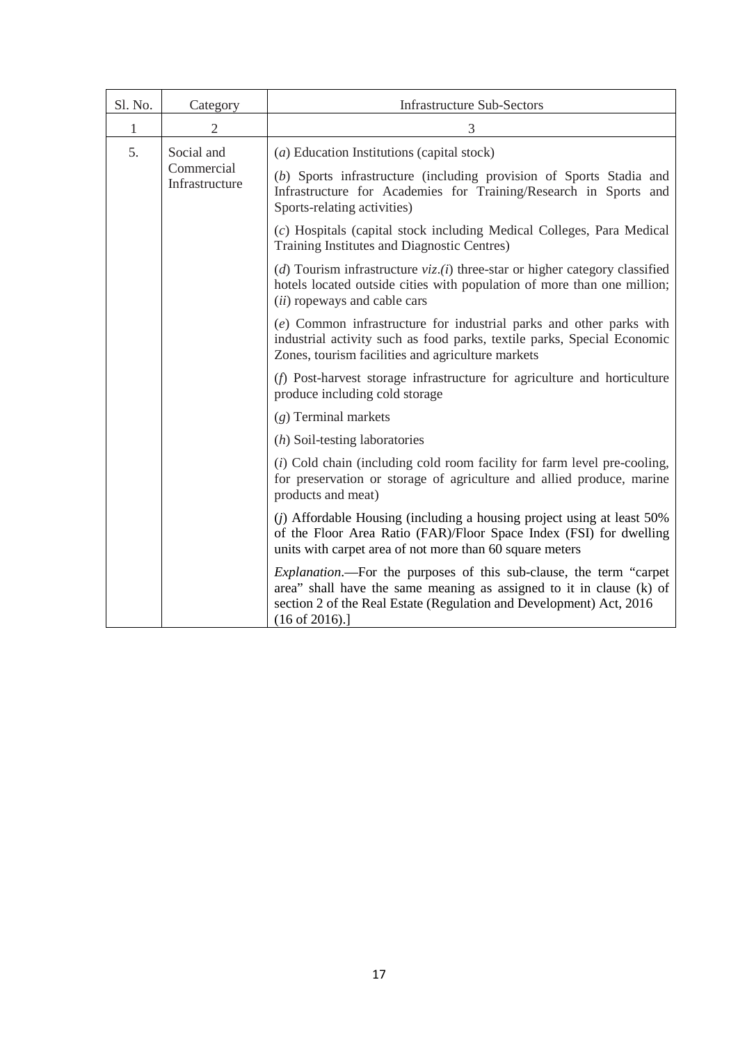| Sl. No. | Category | Infrastructure Sub-Sectors |
|---|---|---|
| 1 | 2 | 3 |
| 5. | Social and Commercial Infrastructure | (*a*) Education Institutions (capital stock) |
| | | (*b*) Sports infrastructure (including provision of Sports Stadia and Infrastructure for Academies for Training/Research in Sports and Sports-relating activities) |
| | | (*c*) Hospitals (capital stock including Medical Colleges, Para Medical Training Institutes and Diagnostic Centres) |
| | | (*d*) Tourism infrastructure *viz*.(*i*) three-star or higher category classified hotels located outside cities with population of more than one million; (*ii*) ropeways and cable cars |
| | | (*e*) Common infrastructure for industrial parks and other parks with industrial activity such as food parks, textile parks, Special Economic Zones, tourism facilities and agriculture markets |
| | | (*f*) Post-harvest storage infrastructure for agriculture and horticulture produce including cold storage |
| | | (*g*) Terminal markets |
| | | (*h*) Soil-testing laboratories |
| | | (*i*) Cold chain (including cold room facility for farm level pre-cooling, for preservation or storage of agriculture and allied produce, marine products and meat) |
| | | (*j*) Affordable Housing (including a housing project using at least 50% of the Floor Area Ratio (FAR)/Floor Space Index (FSI) for dwelling units with carpet area of not more than 60 square meters |
| | | *Explanation*.—For the purposes of this sub-clause, the term "carpet area" shall have the same meaning as assigned to it in clause (k) of section 2 of the Real Estate (Regulation and Development) Act, 2016 (16 of 2016).] |